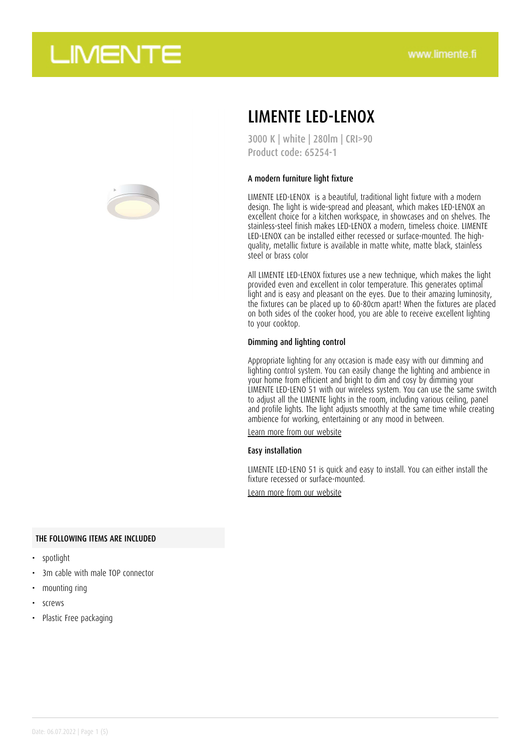# LIMENTE LED-LENOX

3000 K | white | 280lm | CRI>90
Product code: 65254-1

### A modern furniture light fixture

LIMENTE LED-LENOX  is a beautiful, traditional light fixture with a modern design. The light is wide-spread and pleasant, which makes LED-LENOX an excellent choice for a kitchen workspace, in showcases and on shelves. The stainless-steel finish makes LED-LENOX a modern, timeless choice. LIMENTE LED-LENOX can be installed either recessed or surface-mounted. The high-quality, metallic fixture is available in matte white, matte black, stainless steel or brass color

All LIMENTE LED-LENOX fixtures use a new technique, which makes the light provided even and excellent in color temperature. This generates optimal light and is easy and pleasant on the eyes. Due to their amazing luminosity, the fixtures can be placed up to 60-80cm apart! When the fixtures are placed on both sides of the cooker hood, you are able to receive excellent lighting to your cooktop.

### Dimming and lighting control

Appropriate lighting for any occasion is made easy with our dimming and lighting control system. You can easily change the lighting and ambience in your home from efficient and bright to dim and cosy by dimming your LIMENTE LED-LENO 51 with our wireless system. You can use the same switch to adjust all the LIMENTE lights in the room, including various ceiling, panel and profile lights. The light adjusts smoothly at the same time while creating ambience for working, entertaining or any mood in between.

Learn more from our website

### Easy installation

LIMENTE LED-LENO 51 is quick and easy to install. You can either install the fixture recessed or surface-mounted.

Learn more from our website

### THE FOLLOWING ITEMS ARE INCLUDED

- spotlight
- 3m cable with male TOP connector
- mounting ring
- screws
- Plastic Free packaging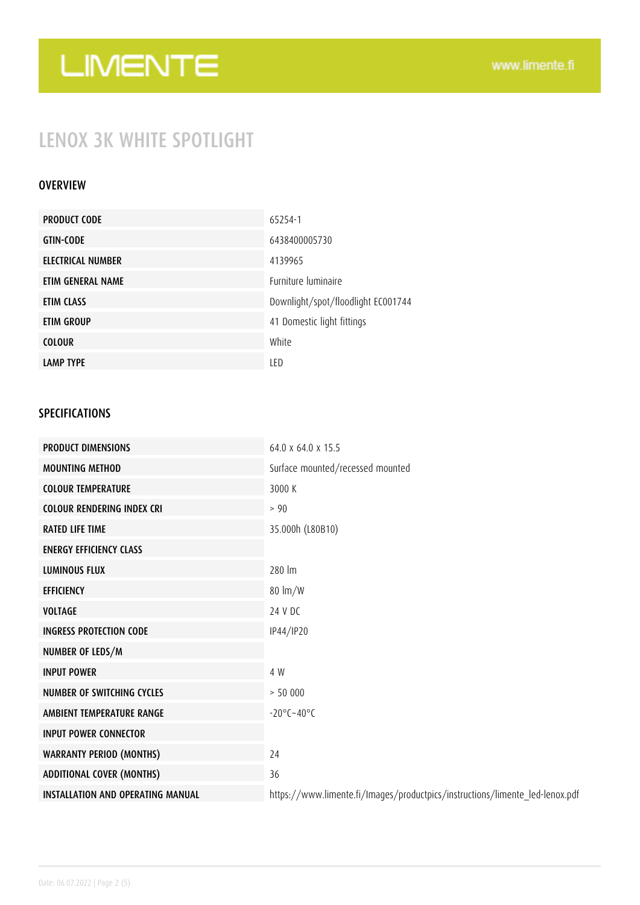# LENOX 3K WHITE SPOTLIGHT

## OVERVIEW

| | |
|---|---|
| **PRODUCT CODE** | 65254-1 |
| **GTIN-CODE** | 6438400005730 |
| **ELECTRICAL NUMBER** | 4139965 |
| **ETIM GENERAL NAME** | Furniture luminaire |
| **ETIM CLASS** | Downlight/spot/floodlight EC001744 |
| **ETIM GROUP** | 41 Domestic light fittings |
| **COLOUR** | White |
| **LAMP TYPE** | LED |

## SPECIFICATIONS

| | |
|---|---|
| **PRODUCT DIMENSIONS** | 64.0 x 64.0 x 15.5 |
| **MOUNTING METHOD** | Surface mounted/recessed mounted |
| **COLOUR TEMPERATURE** | 3000 K |
| **COLOUR RENDERING INDEX CRI** | > 90 |
| **RATED LIFE TIME** | 35.000h (L80B10) |
| **ENERGY EFFICIENCY CLASS** | |
| **LUMINOUS FLUX** | 280 lm |
| **EFFICIENCY** | 80 lm/W |
| **VOLTAGE** | 24 V DC |
| **INGRESS PROTECTION CODE** | IP44/IP20 |
| **NUMBER OF LEDS/M** | |
| **INPUT POWER** | 4 W |
| **NUMBER OF SWITCHING CYCLES** | > 50 000 |
| **AMBIENT TEMPERATURE RANGE** | -20°C~40°C |
| **INPUT POWER CONNECTOR** | |
| **WARRANTY PERIOD (MONTHS)** | 24 |
| **ADDITIONAL COVER (MONTHS)** | 36 |
| **INSTALLATION AND OPERATING MANUAL** | https://www.limente.fi/Images/productpics/instructions/limente_led-lenox.pdf |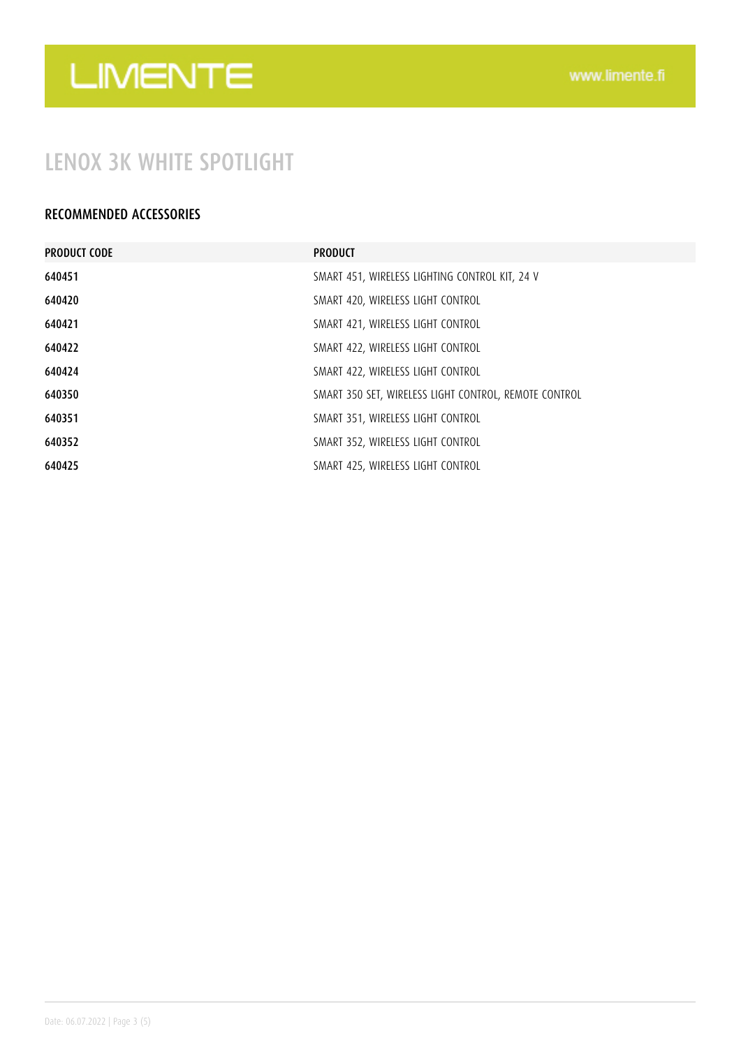# LENOX 3K WHITE SPOTLIGHT

## RECOMMENDED ACCESSORIES

| PRODUCT CODE | PRODUCT |
|---|---|
| 640451 | SMART 451, WIRELESS LIGHTING CONTROL KIT, 24 V |
| 640420 | SMART 420, WIRELESS LIGHT CONTROL |
| 640421 | SMART 421, WIRELESS LIGHT CONTROL |
| 640422 | SMART 422, WIRELESS LIGHT CONTROL |
| 640424 | SMART 422, WIRELESS LIGHT CONTROL |
| 640350 | SMART 350 SET, WIRELESS LIGHT CONTROL, REMOTE CONTROL |
| 640351 | SMART 351, WIRELESS LIGHT CONTROL |
| 640352 | SMART 352, WIRELESS LIGHT CONTROL |
| 640425 | SMART 425, WIRELESS LIGHT CONTROL |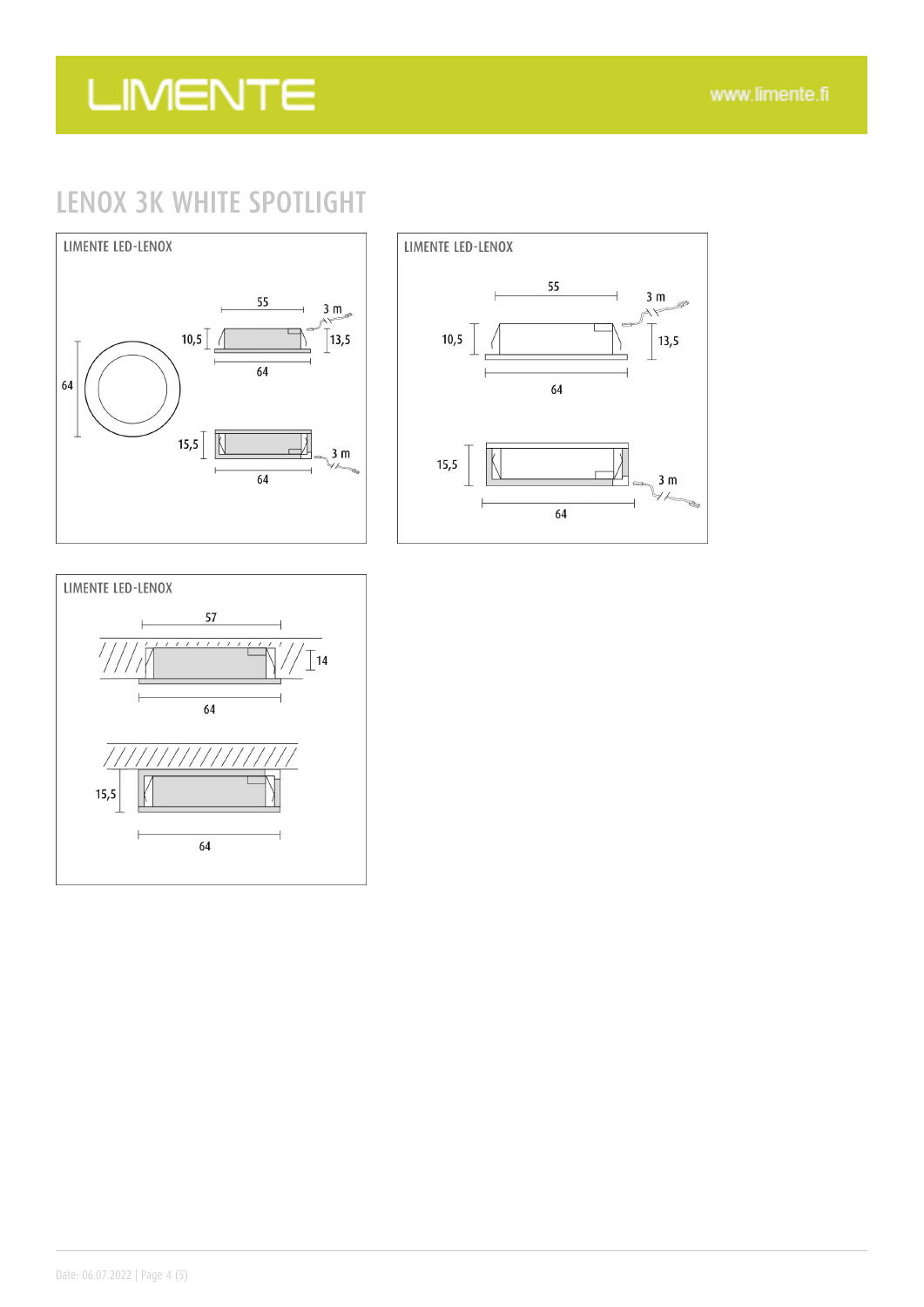# LENOX 3K WHITE SPOTLIGHT

LIMENTE LED-LENOX

55
3 m
10,5
13,5
64
64
15,5
3 m
64

LIMENTE LED-LENOX

55
3 m
10,5
13,5
64
15,5
3 m
64

LIMENTE LED-LENOX

57
14
64
15,5
64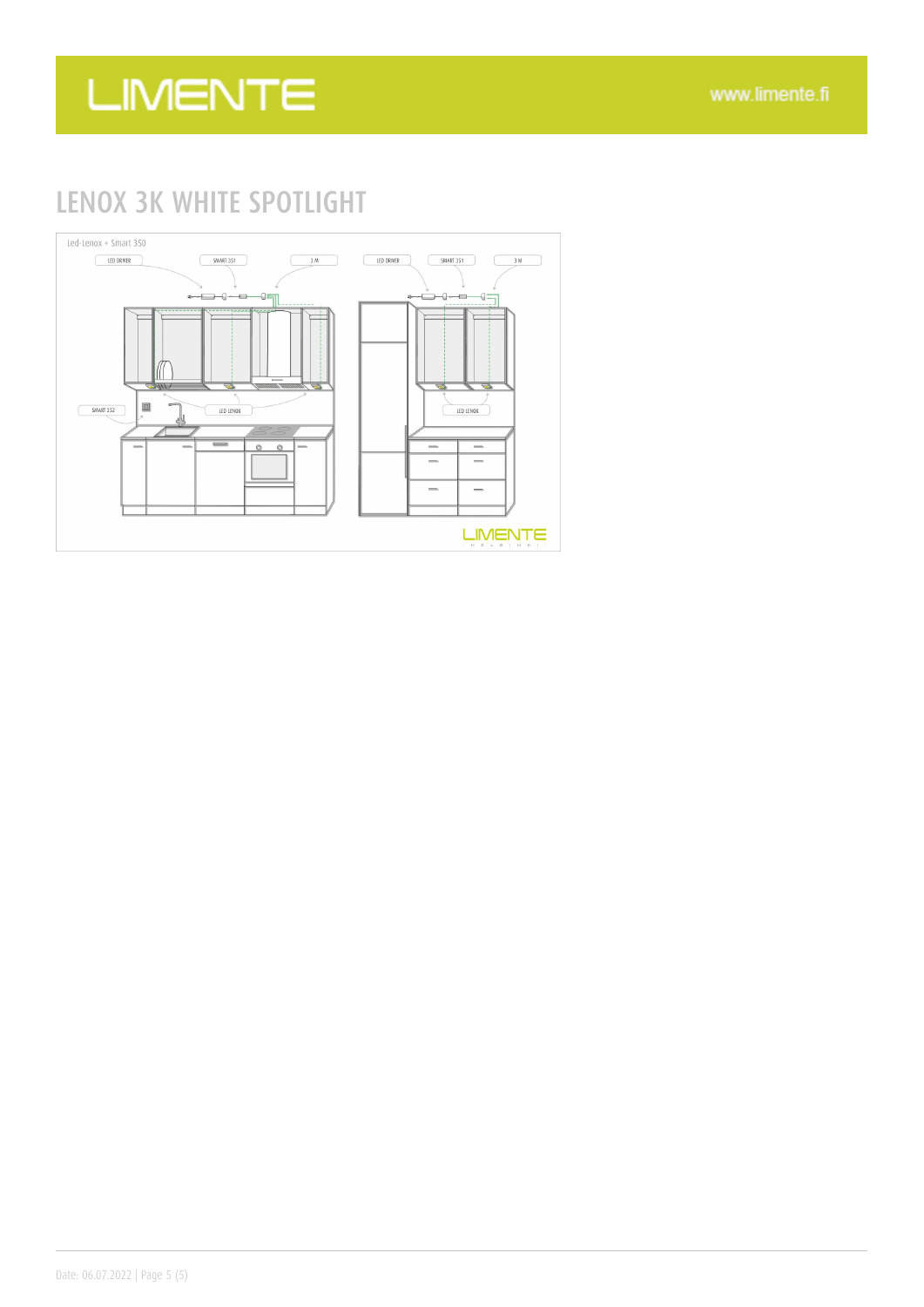# LENOX 3K WHITE SPOTLIGHT

Led-Lenox + Smart 350

LED DRIVER

SMART 351

3 M

LED DRIVER

SMART 351

3 M

SMART 352

LED LENOX

LED LENOX

LIMENTE
HELSINKI